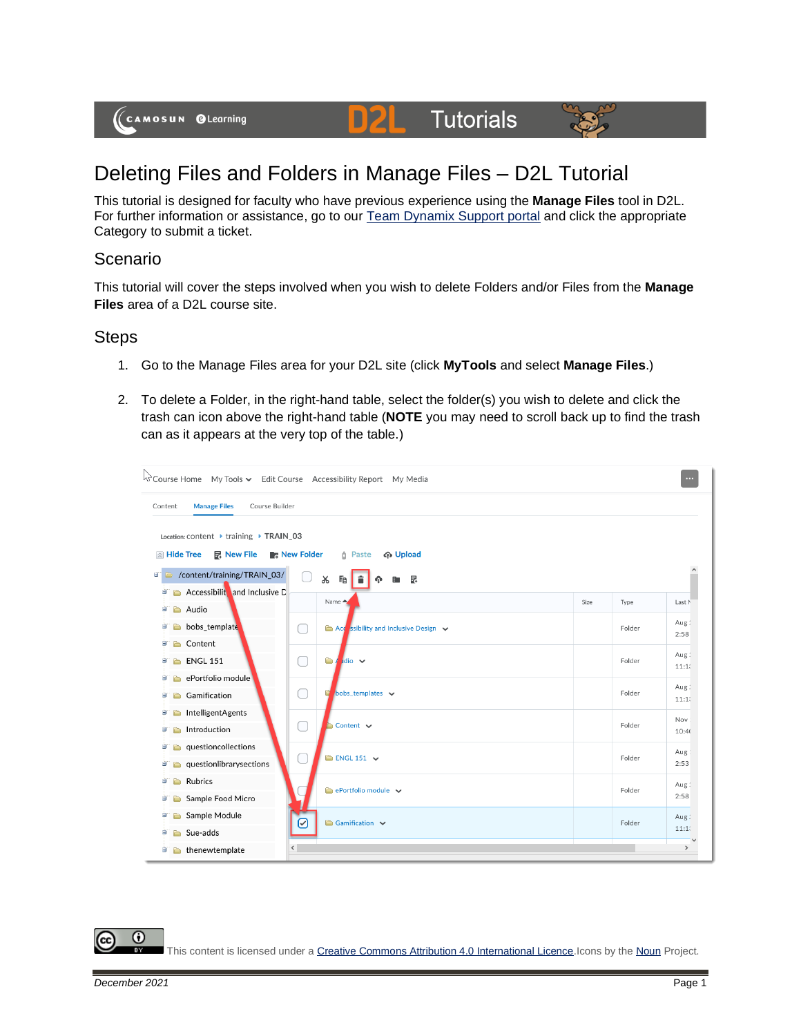# Deleting Files and Folders in Manage Files – D2L Tutorial

This tutorial is designed for faculty who have previous experience using the **Manage Files** tool in D2L. For further information or assistance, go to our Team Dynamix Support portal and click the appropriate Category to submit a ticket.

## Scenario

This tutorial will cover the steps involved when you wish to delete Folders and/or Files from the **Manage Files** area of a D2L course site.

## Steps

1. Go to the Manage Files area for your D2L site (click **MyTools** and select **Manage Files**.)

2. To delete a Folder, in the right-hand table, select the folder(s) you wish to delete and click the trash can icon above the right-hand table (**NOTE** you may need to scroll back up to find the trash can as it appears at the very top of the table.)

This content is licensed under a Creative Commons Attribution 4.0 International Licence. Icons by the Noun Project.

December 2021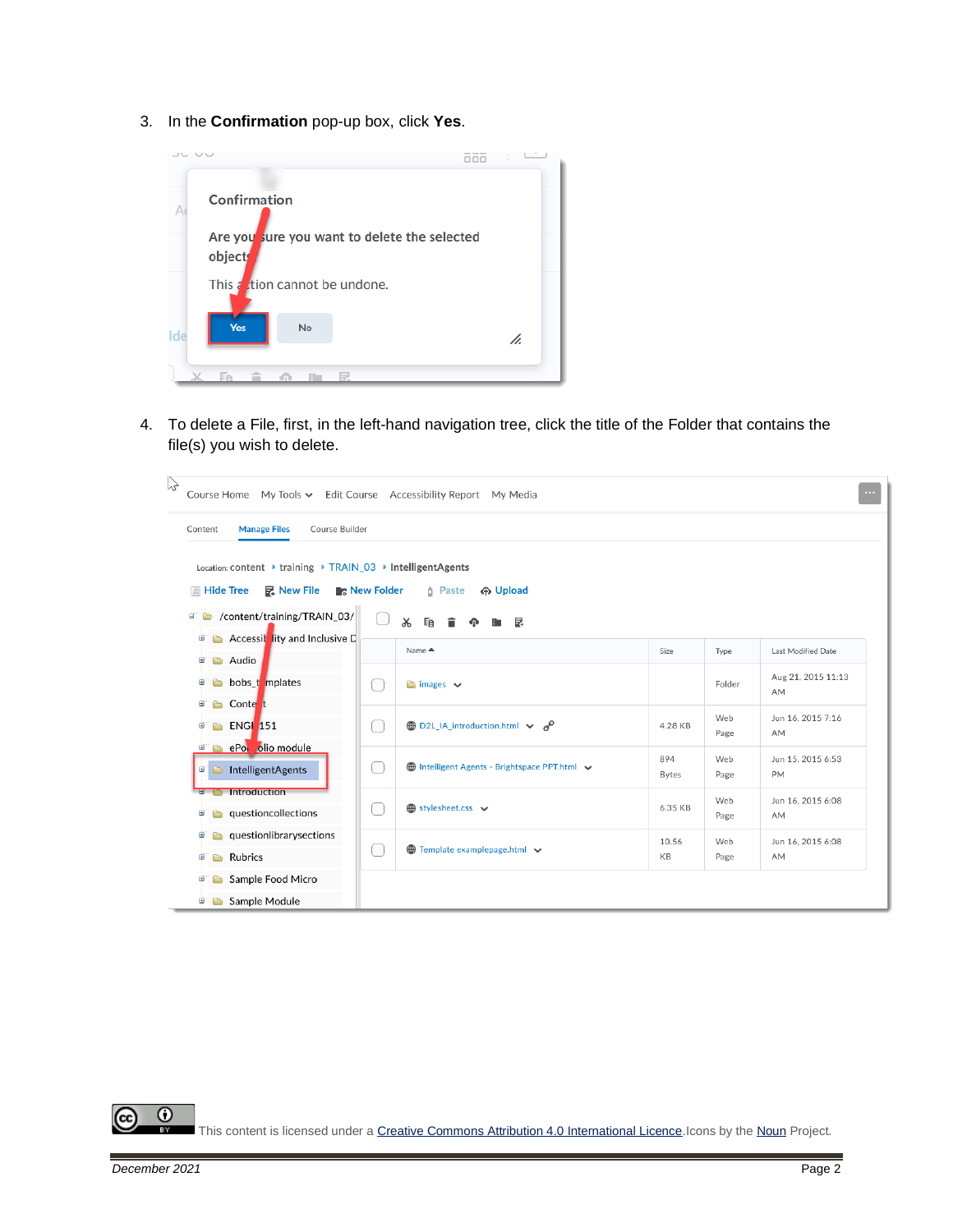3. In the **Confirmation** pop-up box, click **Yes**.

4. To delete a File, first, in the left-hand navigation tree, click the title of the Folder that contains the file(s) you wish to delete.

This content is licensed under a Creative Commons Attribution 4.0 International Licence.Icons by the Noun Project.

*December 2021*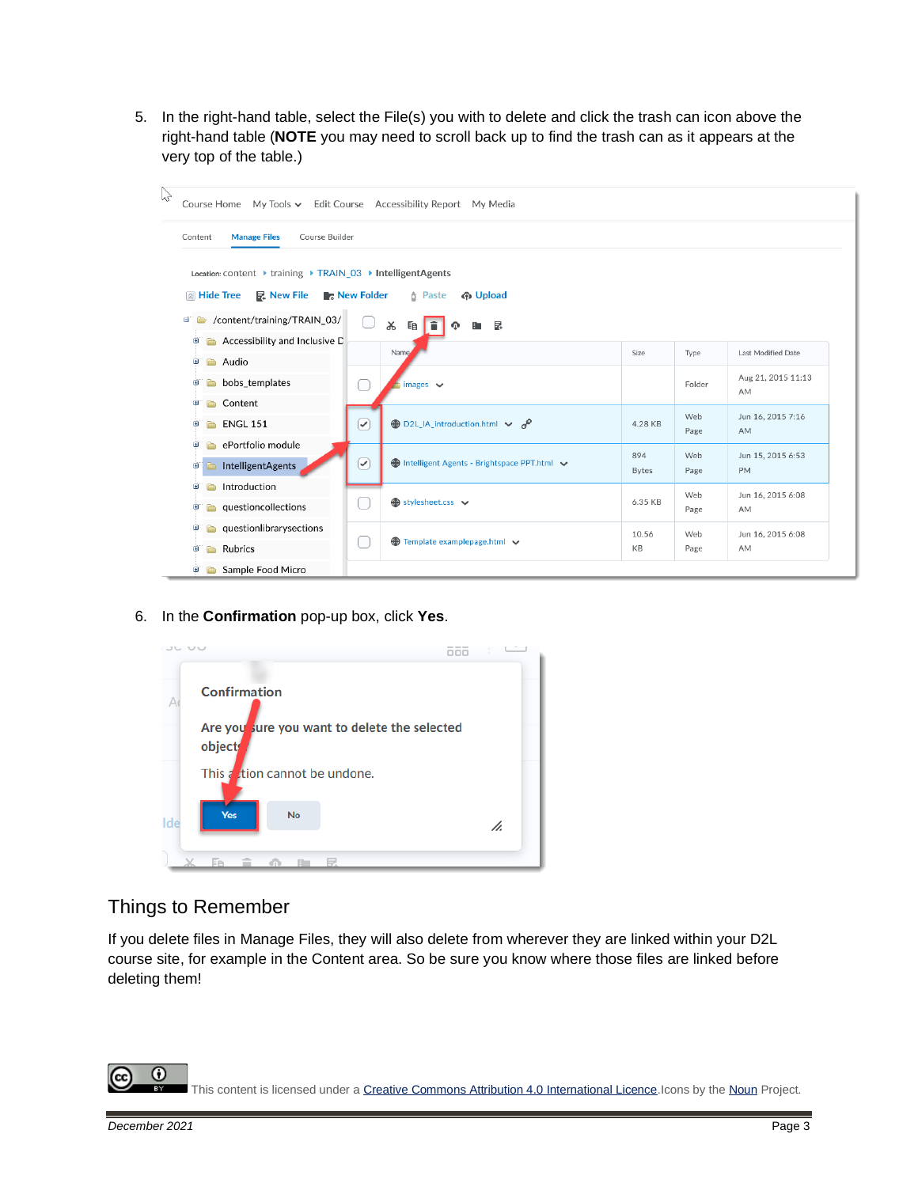5. In the right-hand table, select the File(s) you with to delete and click the trash can icon above the right-hand table (**NOTE** you may need to scroll back up to find the trash can as it appears at the very top of the table.)

6. In the **Confirmation** pop-up box, click **Yes**.

## Things to Remember

If you delete files in Manage Files, they will also delete from wherever they are linked within your D2L course site, for example in the Content area. So be sure you know where those files are linked before deleting them!

This content is licensed under a Creative Commons Attribution 4.0 International Licence. Icons by the Noun Project.

*December 2021*